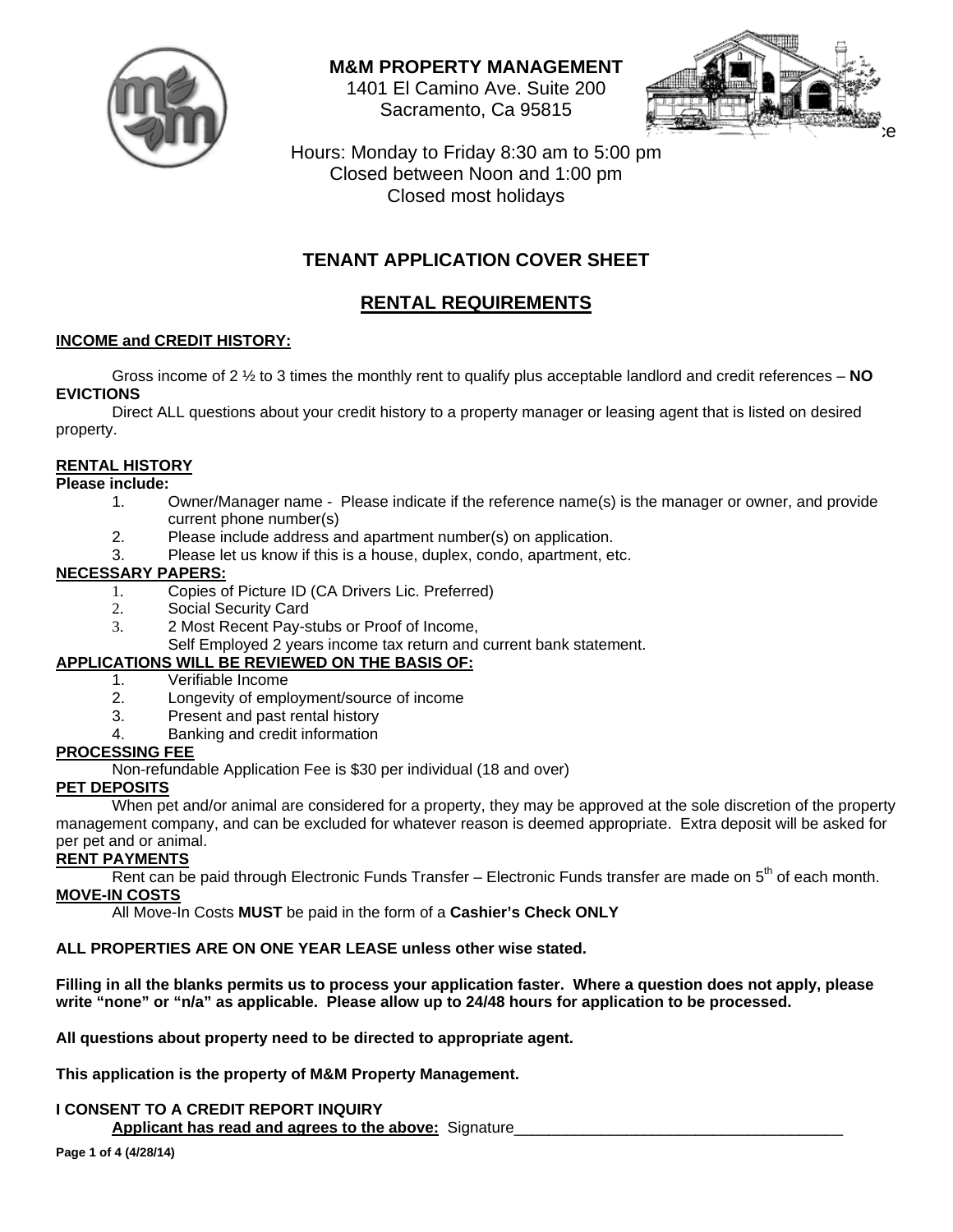**M&M PROPERTY MANAGEMENT**
1401 El Camino Ave. Suite 200
Sacramento, Ca 95815

Hours: Monday to Friday 8:30 am to 5:00 pm
Closed between Noon and 1:00 pm
Closed most holidays

# TENANT APPLICATION COVER SHEET

## RENTAL REQUIREMENTS

**INCOME and CREDIT HISTORY:**

Gross income of 2 ½ to 3 times the monthly rent to qualify plus acceptable landlord and credit references – **NO EVICTIONS**

Direct ALL questions about your credit history to a property manager or leasing agent that is listed on desired property.

**RENTAL HISTORY**

**Please include:**

1. Owner/Manager name - Please indicate if the reference name(s) is the manager or owner, and provide current phone number(s)
2. Please include address and apartment number(s) on application.
3. Please let us know if this is a house, duplex, condo, apartment, etc.

**NECESSARY PAPERS:**

1. Copies of Picture ID (CA Drivers Lic. Preferred)
2. Social Security Card
3. 2 Most Recent Pay-stubs or Proof of Income,
   Self Employed 2 years income tax return and current bank statement.

**APPLICATIONS WILL BE REVIEWED ON THE BASIS OF:**

1. Verifiable Income
2. Longevity of employment/source of income
3. Present and past rental history
4. Banking and credit information

**PROCESSING FEE**

Non-refundable Application Fee is $30 per individual (18 and over)

**PET DEPOSITS**

When pet and/or animal are considered for a property, they may be approved at the sole discretion of the property management company, and can be excluded for whatever reason is deemed appropriate. Extra deposit will be asked for per pet and or animal.

**RENT PAYMENTS**

Rent can be paid through Electronic Funds Transfer – Electronic Funds transfer are made on 5th of each month.

**MOVE-IN COSTS**

All Move-In Costs **MUST** be paid in the form of a **Cashier's Check ONLY**

**ALL PROPERTIES ARE ON ONE YEAR LEASE unless other wise stated.**

**Filling in all the blanks permits us to process your application faster. Where a question does not apply, please write "none" or "n/a" as applicable. Please allow up to 24/48 hours for application to be processed.**

**All questions about property need to be directed to appropriate agent.**

**This application is the property of M&M Property Management.**

**I CONSENT TO A CREDIT REPORT INQUIRY**

**Applicant has read and agrees to the above:** Signature______________________________________

**(4/28/14)**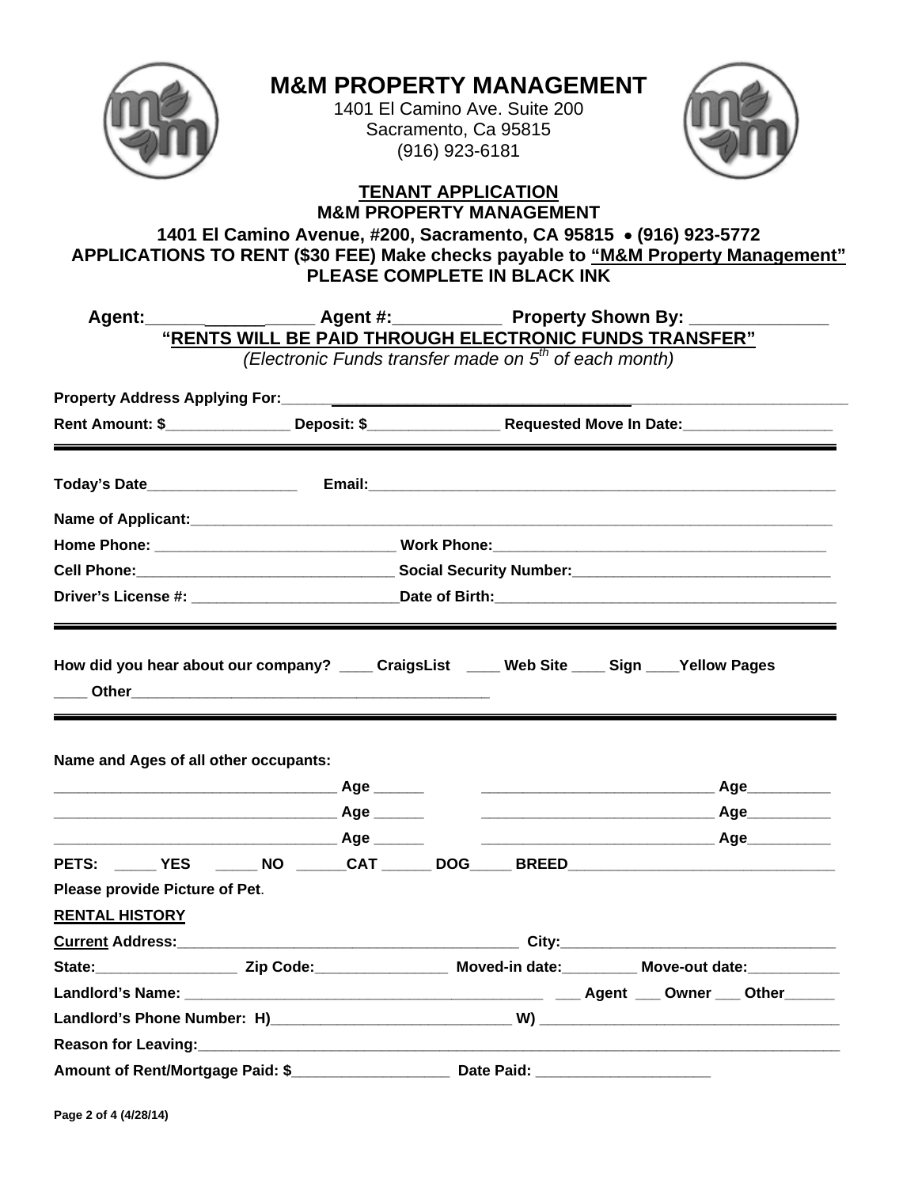# M&M PROPERTY MANAGEMENT

1401 El Camino Ave. Suite 200
Sacramento, Ca 95815
(916) 923-6181

## TENANT APPLICATION

**M&M PROPERTY MANAGEMENT**

**1401 El Camino Avenue, #200, Sacramento, CA 95815 • (916) 923-5772**

**APPLICATIONS TO RENT ($30 FEE) Make checks payable to "M&M Property Management"**

**PLEASE COMPLETE IN BLACK INK**

**Agent:________________ Agent #:___________ Property Shown By: ______________**

**"RENTS WILL BE PAID THROUGH ELECTRONIC FUNDS TRANSFER"**

*(Electronic Funds transfer made on 5th of each month)*

**Property Address Applying For:_______________________________________________**

**Rent Amount: $_______________ Deposit: $________________ Requested Move In Date:__________________**

---

**Today's Date__________________ Email:_______________________________________________**

**Name of Applicant:_______________________________________________________________**

**Home Phone: _____________________________ Work Phone:_________________________________**

**Cell Phone:_______________________________ Social Security Number:_______________________**

**Driver's License #: _________________________Date of Birth:___________________________**

---

**How did you hear about our company? ____ CraigsList ____ Web Site ____ Sign ____Yellow Pages**

**____ Other_____________________________________________**

---

**Name and Ages of all other occupants:**

___________________________________ Age ______ ____________________________ Age__________

___________________________________ Age ______ ____________________________ Age__________

___________________________________ Age ______ ____________________________ Age__________

**PETS: _____ YES _____ NO ______CAT ______ DOG_____ BREED_______________________________**

**Please provide Picture of Pet.**

**RENTAL HISTORY**

**Current Address:__________________________________________ City:_______________________________**

**State:_________________ Zip Code:________________ Moved-in date:_________ Move-out date:___________**

**Landlord's Name: ____________________________________________ ___ Agent ___ Owner ___ Other______**

**Landlord's Phone Number: H)_____________________________ W) ___________________________________**

**Reason for Leaving:________________________________________________________________________**

**Amount of Rent/Mortgage Paid: $___________________ Date Paid: _____________________**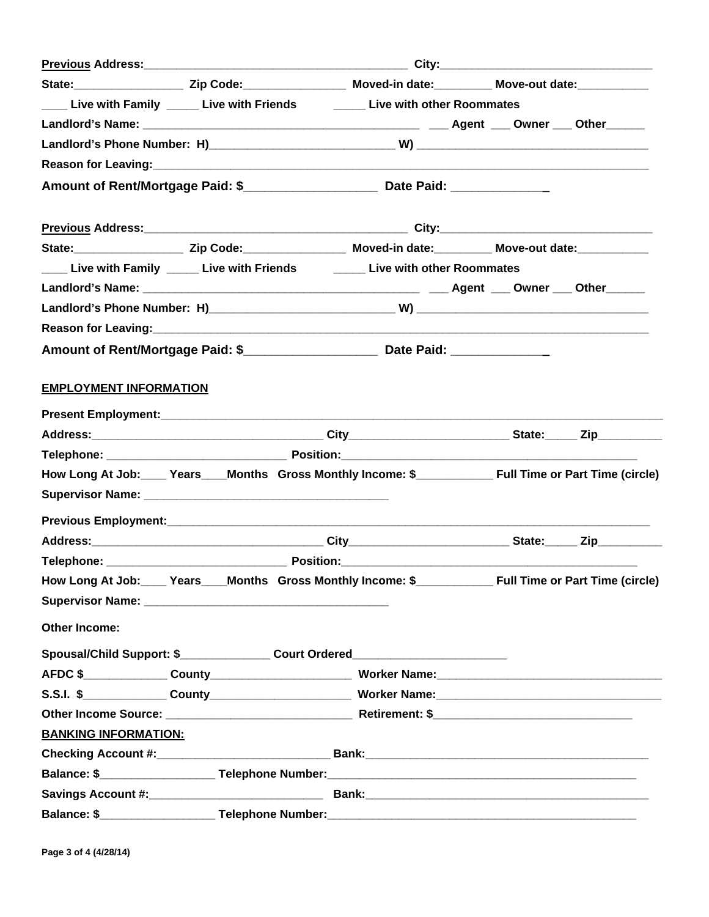<u>**Previous**</u> **Address:**_________________________________________ **City:**________________________________

**State:**________________ **Zip Code:**_______________ **Moved-in date:**________ **Move-out date:**__________

____ **Live with Family** _____ **Live with Friends** _____ **Live with other Roommates**

**Landlord's Name:** ___________________________________________ ___ **Agent** ___ **Owner** ___ **Other**______

**Landlord's Phone Number: H)**____________________________ **W)** __________________________________

**Reason for Leaving:**_____________________________________________________________________________

**Amount of Rent/Mortgage Paid: $**___________________ **Date Paid:** _____________

<u>**Previous**</u> **Address:**_________________________________________ **City:**________________________________

**State:**________________ **Zip Code:**_______________ **Moved-in date:**________ **Move-out date:**__________

____ **Live with Family** _____ **Live with Friends** _____ **Live with other Roommates**

**Landlord's Name:** ___________________________________________ ___ **Agent** ___ **Owner** ___ **Other**______

**Landlord's Phone Number: H)**____________________________ **W)** __________________________________

**Reason for Leaving:**_____________________________________________________________________________

**Amount of Rent/Mortgage Paid: $**___________________ **Date Paid:** _____________

<u>**EMPLOYMENT INFORMATION**</u>

**Present Employment:**______________________________________________________________________________

**Address:**___________________________________ **City**_________________________ **State:**_____ **Zip**__________

**Telephone:** ___________________________ **Position:**___________________________________________

**How Long At Job:**____ **Years**____**Months** **Gross Monthly Income: $**___________ **Full Time or Part Time (circle)**

**Supervisor Name:** _____________________________________

**Previous Employment:**_____________________________________________________________________________

**Address:**___________________________________ **City**_________________________ **State:**_____ **Zip**__________

**Telephone:** ___________________________ **Position:**___________________________________________

**How Long At Job:**____ **Years**____**Months** **Gross Monthly Income: $**___________ **Full Time or Part Time (circle)**

**Supervisor Name:** _____________________________________

**Other Income:**

**Spousal/Child Support: $**______________ **Court Ordered**_______________________

**AFDC $**_____________ **County**_____________________ **Worker Name:**__________________________________

**S.S.I. $**_____________ **County**_____________________ **Worker Name:**__________________________________

**Other Income Source:** ____________________________ **Retirement: $**______________________________

<u>**BANKING INFORMATION:**</u>

**Checking Account #:**__________________________ **Bank:**__________________________________________

**Balance: $**_________________ **Telephone Number:**______________________________________________

**Savings Account #:**__________________________ **Bank:**__________________________________________

**Balance: $**_________________ **Telephone Number:**______________________________________________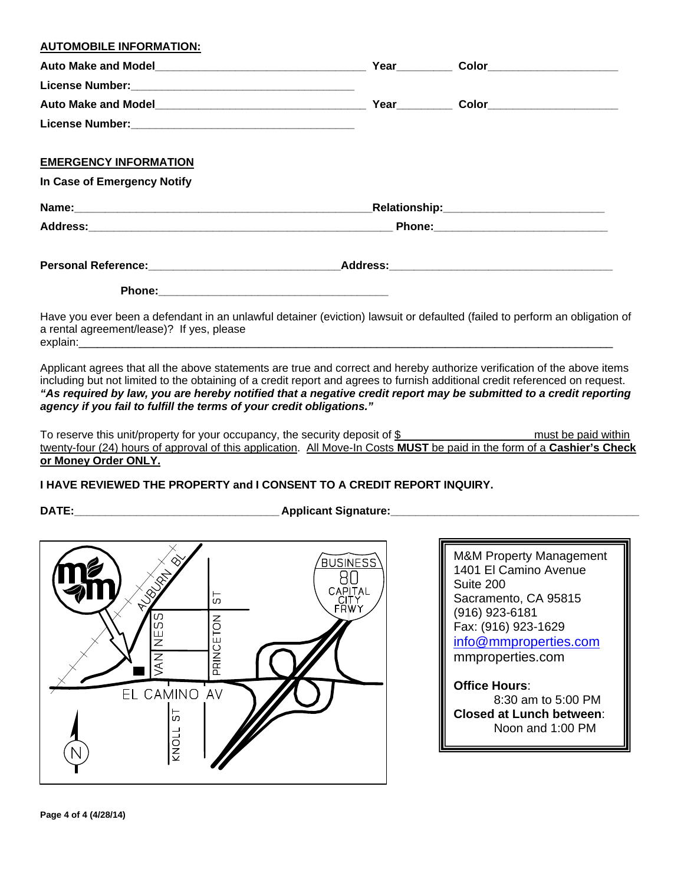## AUTOMOBILE INFORMATION:

**Auto Make and Model**\_\_\_\_\_\_\_\_\_\_\_\_\_\_\_\_\_\_\_\_\_\_\_\_\_\_\_\_\_\_\_\_\_\_\_ **Year**\_\_\_\_\_\_\_\_\_ **Color**\_\_\_\_\_\_\_\_\_\_\_\_\_\_\_\_\_\_\_\_\_

**License Number:**\_\_\_\_\_\_\_\_\_\_\_\_\_\_\_\_\_\_\_\_\_\_\_\_\_\_\_\_\_\_\_\_\_\_\_\_\_\_

**Auto Make and Model**\_\_\_\_\_\_\_\_\_\_\_\_\_\_\_\_\_\_\_\_\_\_\_\_\_\_\_\_\_\_\_\_\_\_\_ **Year**\_\_\_\_\_\_\_\_\_ **Color**\_\_\_\_\_\_\_\_\_\_\_\_\_\_\_\_\_\_\_\_\_

**License Number:**\_\_\_\_\_\_\_\_\_\_\_\_\_\_\_\_\_\_\_\_\_\_\_\_\_\_\_\_\_\_\_\_\_\_\_\_\_\_

## EMERGENCY INFORMATION

**In Case of Emergency Notify**

**Name:**\_\_\_\_\_\_\_\_\_\_\_\_\_\_\_\_\_\_\_\_\_\_\_\_\_\_\_\_\_\_\_\_\_\_\_\_\_\_\_\_\_\_\_\_\_\_\_\_\_\_\_**Relationship:**\_\_\_\_\_\_\_\_\_\_\_\_\_\_\_\_\_\_\_\_\_\_\_\_\_\_

**Address:**\_\_\_\_\_\_\_\_\_\_\_\_\_\_\_\_\_\_\_\_\_\_\_\_\_\_\_\_\_\_\_\_\_\_\_\_\_\_\_\_\_\_\_\_\_\_\_\_\_\_\_ **Phone:**\_\_\_\_\_\_\_\_\_\_\_\_\_\_\_\_\_\_\_\_\_\_\_\_\_\_\_\_

**Personal Reference:**\_\_\_\_\_\_\_\_\_\_\_\_\_\_\_\_\_\_\_\_\_\_\_\_\_\_\_\_\_\_\_\_**Address:**\_\_\_\_\_\_\_\_\_\_\_\_\_\_\_\_\_\_\_\_\_\_\_\_\_\_\_\_\_\_\_\_\_\_\_\_\_\_

**Phone:**\_\_\_\_\_\_\_\_\_\_\_\_\_\_\_\_\_\_\_\_\_\_\_\_\_\_\_\_\_\_\_\_\_\_\_\_\_\_\_\_

Have you ever been a defendant in an unlawful detainer (eviction) lawsuit or defaulted (failed to perform an obligation of a rental agreement/lease)? If yes, please explain:\_\_\_\_\_\_\_\_\_\_\_\_\_\_\_\_\_\_\_\_\_\_\_\_\_\_\_\_\_\_\_\_\_\_\_\_\_\_\_\_\_\_\_\_\_\_\_\_\_\_\_\_\_\_\_\_\_\_\_\_\_\_\_\_\_\_\_\_\_\_\_\_\_\_\_\_\_\_\_\_\_\_\_\_\_\_\_\_\_

Applicant agrees that all the above statements are true and correct and hereby authorize verification of the above items including but not limited to the obtaining of a credit report and agrees to furnish additional credit referenced on request. ***"As required by law, you are hereby notified that a negative credit report may be submitted to a credit reporting agency if you fail to fulfill the terms of your credit obligations."***

To reserve this unit/property for your occupancy, the security deposit of $\_\_\_\_\_\_\_\_\_\_\_\_\_\_\_\_\_\_\_\_\_\_ must be paid within twenty-four (24) hours of approval of this application. All Move-In Costs **MUST** be paid in the form of a **Cashier's Check or Money Order ONLY.**

**I HAVE REVIEWED THE PROPERTY and I CONSENT TO A CREDIT REPORT INQUIRY.**

**DATE:**\_\_\_\_\_\_\_\_\_\_\_\_\_\_\_\_\_\_\_\_\_\_\_\_\_\_\_\_\_\_\_\_\_\_\_ **Applicant Signature:**\_\_\_\_\_\_\_\_\_\_\_\_\_\_\_\_\_\_\_\_\_\_\_\_\_\_\_\_\_\_\_\_\_\_\_\_\_\_\_\_\_\_

AUBURN BL
VAN NESS
PRINCETON ST
BUSINESS 80 CAPITAL CITY FRWY
EL CAMINO AV
KNOLL ST
N

M&M Property Management
1401 El Camino Avenue
Suite 200
Sacramento, CA 95815
(916) 923-6181
Fax: (916) 923-1629
info@mmproperties.com
mmproperties.com

**Office Hours**:
8:30 am to 5:00 PM
**Closed at Lunch between**:
Noon and 1:00 PM